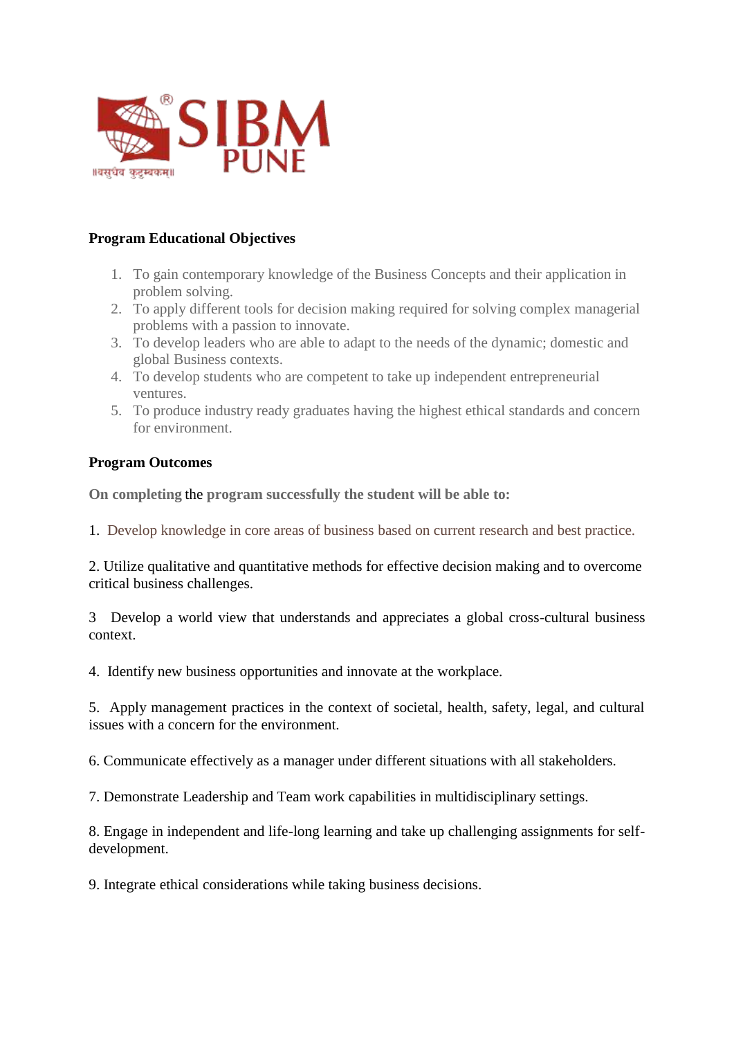**Program Educational Objectives**

1. To gain contemporary knowledge of the Business Concepts and their application in problem solving.
2. To apply different tools for decision making required for solving complex managerial problems with a passion to innovate.
3. To develop leaders who are able to adapt to the needs of the dynamic; domestic and global Business contexts.
4. To develop students who are competent to take up independent entrepreneurial ventures.
5. To produce industry ready graduates having the highest ethical standards and concern for environment.

**Program Outcomes**

**On completing** the **program successfully the student will be able to:**

1. Develop knowledge in core areas of business based on current research and best practice.

2. Utilize qualitative and quantitative methods for effective decision making and to overcome critical business challenges.

3 Develop a world view that understands and appreciates a global cross-cultural business context.

4. Identify new business opportunities and innovate at the workplace.

5. Apply management practices in the context of societal, health, safety, legal, and cultural issues with a concern for the environment.

6. Communicate effectively as a manager under different situations with all stakeholders.

7. Demonstrate Leadership and Team work capabilities in multidisciplinary settings.

8. Engage in independent and life-long learning and take up challenging assignments for self-development.

9. Integrate ethical considerations while taking business decisions.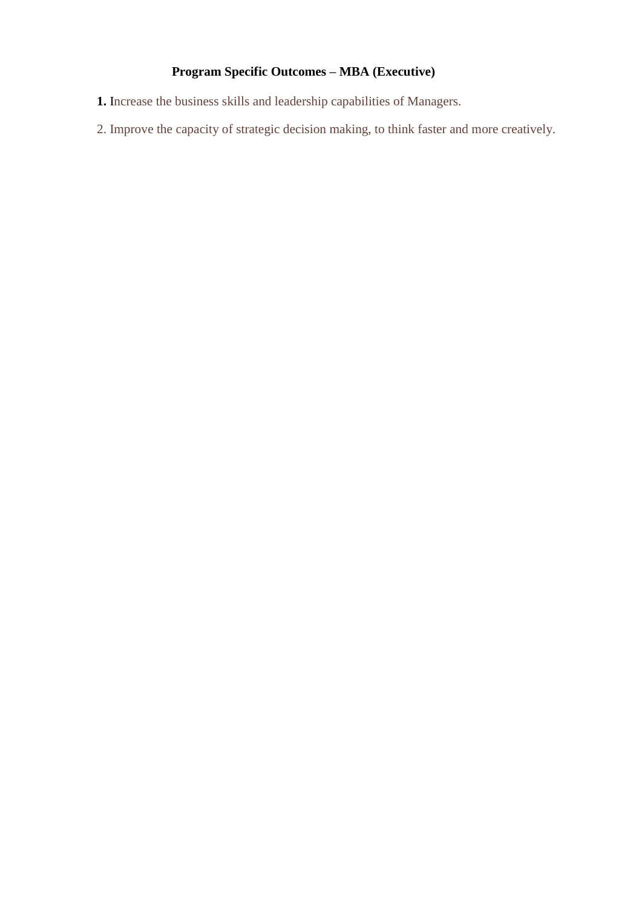# Program Specific Outcomes – MBA (Executive)

**1.** Increase the business skills and leadership capabilities of Managers.

2. Improve the capacity of strategic decision making, to think faster and more creatively.